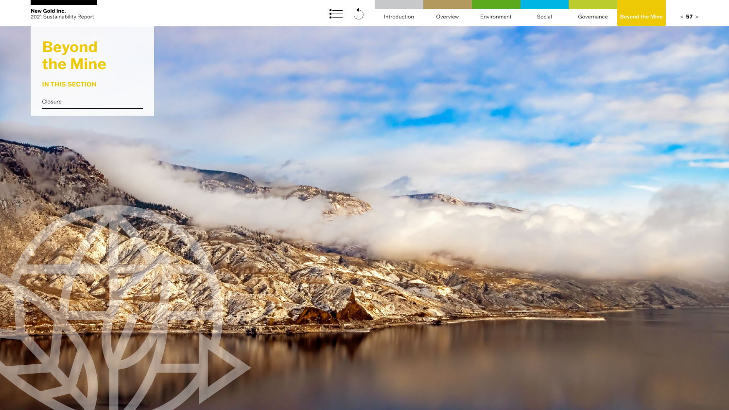# Beyond the Mine

**IN THIS SECTION**

Closure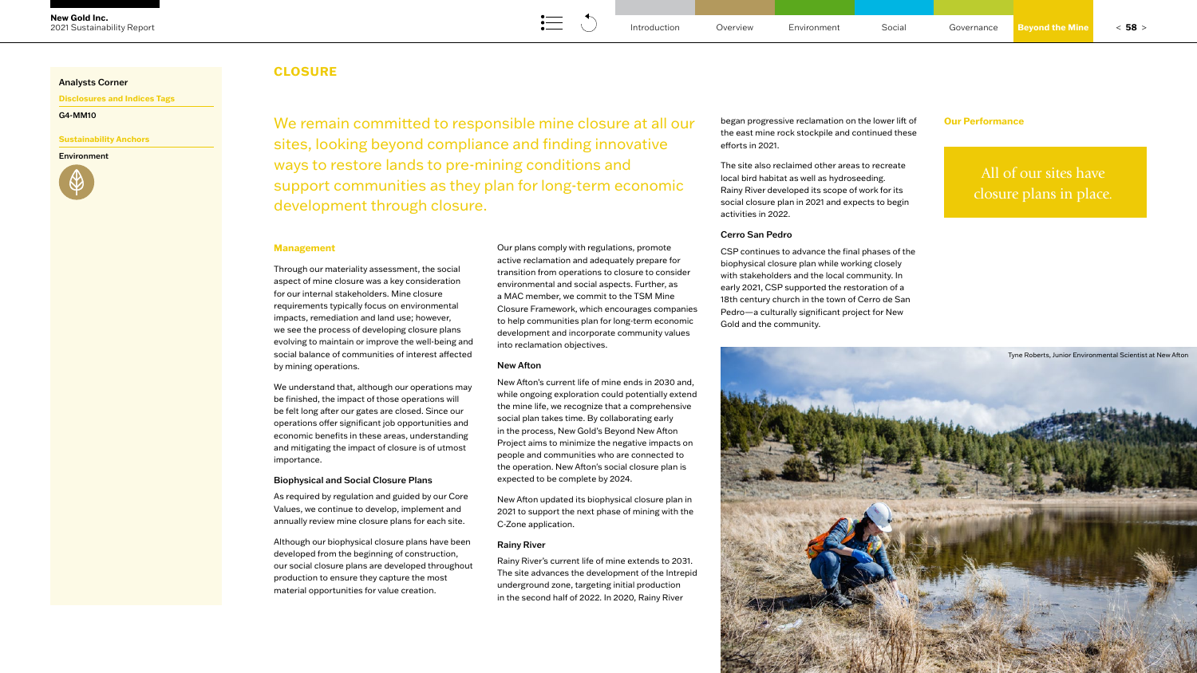Analysts Corner

**Disclosures and Indices Tags**

G4-MM10

**Sustainability Anchors**

Environment

## CLOSURE

We remain committed to responsible mine closure at all our sites, looking beyond compliance and finding innovative ways to restore lands to pre-mining conditions and support communities as they plan for long-term economic development through closure.

### Management

Through our materiality assessment, the social aspect of mine closure was a key consideration for our internal stakeholders. Mine closure requirements typically focus on environmental impacts, remediation and land use; however, we see the process of developing closure plans evolving to maintain or improve the well-being and social balance of communities of interest affected by mining operations.

We understand that, although our operations may be finished, the impact of those operations will be felt long after our gates are closed. Since our operations offer significant job opportunities and economic benefits in these areas, understanding and mitigating the impact of closure is of utmost importance.

#### Biophysical and Social Closure Plans

As required by regulation and guided by our Core Values, we continue to develop, implement and annually review mine closure plans for each site.

Although our biophysical closure plans have been developed from the beginning of construction, our social closure plans are developed throughout production to ensure they capture the most material opportunities for value creation.

Our plans comply with regulations, promote active reclamation and adequately prepare for transition from operations to closure to consider environmental and social aspects. Further, as a MAC member, we commit to the TSM Mine Closure Framework, which encourages companies to help communities plan for long-term economic development and incorporate community values into reclamation objectives.

#### New Afton

New Afton's current life of mine ends in 2030 and, while ongoing exploration could potentially extend the mine life, we recognize that a comprehensive social plan takes time. By collaborating early in the process, New Gold's Beyond New Afton Project aims to minimize the negative impacts on people and communities who are connected to the operation. New Afton's social closure plan is expected to be complete by 2024.

New Afton updated its biophysical closure plan in 2021 to support the next phase of mining with the C-Zone application.

#### Rainy River

Rainy River's current life of mine extends to 2031. The site advances the development of the Intrepid underground zone, targeting initial production in the second half of 2022. In 2020, Rainy River began progressive reclamation on the lower lift of the east mine rock stockpile and continued these efforts in 2021.

The site also reclaimed other areas to recreate local bird habitat as well as hydroseeding. Rainy River developed its scope of work for its social closure plan in 2021 and expects to begin activities in 2022.

#### Cerro San Pedro

CSP continues to advance the final phases of the biophysical closure plan while working closely with stakeholders and the local community. In early 2021, CSP supported the restoration of a 18th century church in the town of Cerro de San Pedro—a culturally significant project for New Gold and the community.

Tyne Roberts, Junior Environmental Scientist at New Afton

### Our Performance

All of our sites have closure plans in place.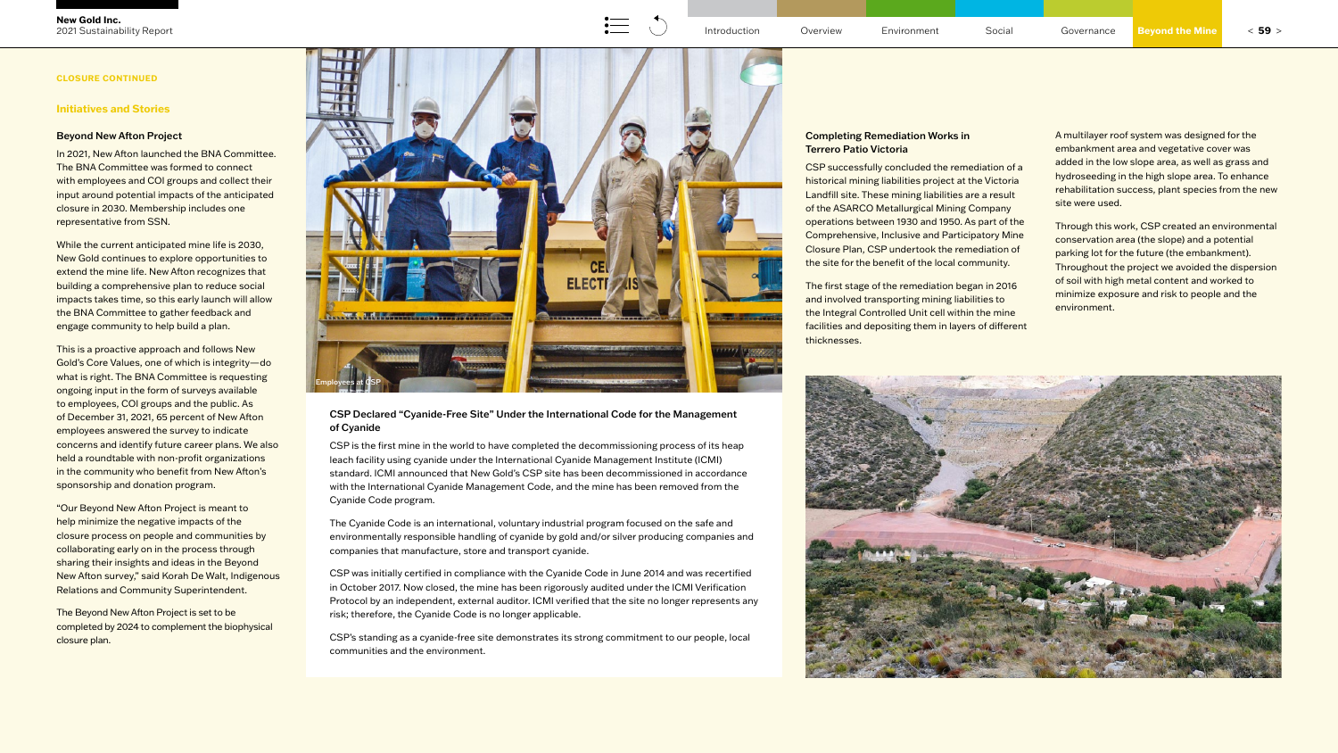CLOSURE CONTINUED

## Initiatives and Stories

### Beyond New Afton Project

In 2021, New Afton launched the BNA Committee. The BNA Committee was formed to connect with employees and COI groups and collect their input around potential impacts of the anticipated closure in 2030. Membership includes one representative from SSN.

While the current anticipated mine life is 2030, New Gold continues to explore opportunities to extend the mine life. New Afton recognizes that building a comprehensive plan to reduce social impacts takes time, so this early launch will allow the BNA Committee to gather feedback and engage community to help build a plan.

This is a proactive approach and follows New Gold's Core Values, one of which is integrity—do what is right. The BNA Committee is requesting ongoing input in the form of surveys available to employees, COI groups and the public. As of December 31, 2021, 65 percent of New Afton employees answered the survey to indicate concerns and identify future career plans. We also held a roundtable with non-profit organizations in the community who benefit from New Afton's sponsorship and donation program.

"Our Beyond New Afton Project is meant to help minimize the negative impacts of the closure process on people and communities by collaborating early on in the process through sharing their insights and ideas in the Beyond New Afton survey," said Korah De Walt, Indigenous Relations and Community Superintendent.

The Beyond New Afton Project is set to be completed by 2024 to complement the biophysical closure plan.

Employees at CSP

### CSP Declared "Cyanide-Free Site" Under the International Code for the Management of Cyanide

CSP is the first mine in the world to have completed the decommissioning process of its heap leach facility using cyanide under the International Cyanide Management Institute (ICMI) standard. ICMI announced that New Gold's CSP site has been decommissioned in accordance with the International Cyanide Management Code, and the mine has been removed from the Cyanide Code program.

The Cyanide Code is an international, voluntary industrial program focused on the safe and environmentally responsible handling of cyanide by gold and/or silver producing companies and companies that manufacture, store and transport cyanide.

CSP was initially certified in compliance with the Cyanide Code in June 2014 and was recertified in October 2017. Now closed, the mine has been rigorously audited under the ICMI Verification Protocol by an independent, external auditor. ICMI verified that the site no longer represents any risk; therefore, the Cyanide Code is no longer applicable.

CSP's standing as a cyanide-free site demonstrates its strong commitment to our people, local communities and the environment.

### Completing Remediation Works in Terrero Patio Victoria

CSP successfully concluded the remediation of a historical mining liabilities project at the Victoria Landfill site. These mining liabilities are a result of the ASARCO Metallurgical Mining Company operations between 1930 and 1950. As part of the Comprehensive, Inclusive and Participatory Mine Closure Plan, CSP undertook the remediation of the site for the benefit of the local community.

The first stage of the remediation began in 2016 and involved transporting mining liabilities to the Integral Controlled Unit cell within the mine facilities and depositing them in layers of different thicknesses.

A multilayer roof system was designed for the embankment area and vegetative cover was added in the low slope area, as well as grass and hydroseeding in the high slope area. To enhance rehabilitation success, plant species from the new site were used.

Through this work, CSP created an environmental conservation area (the slope) and a potential parking lot for the future (the embankment). Throughout the project we avoided the dispersion of soil with high metal content and worked to minimize exposure and risk to people and the environment.